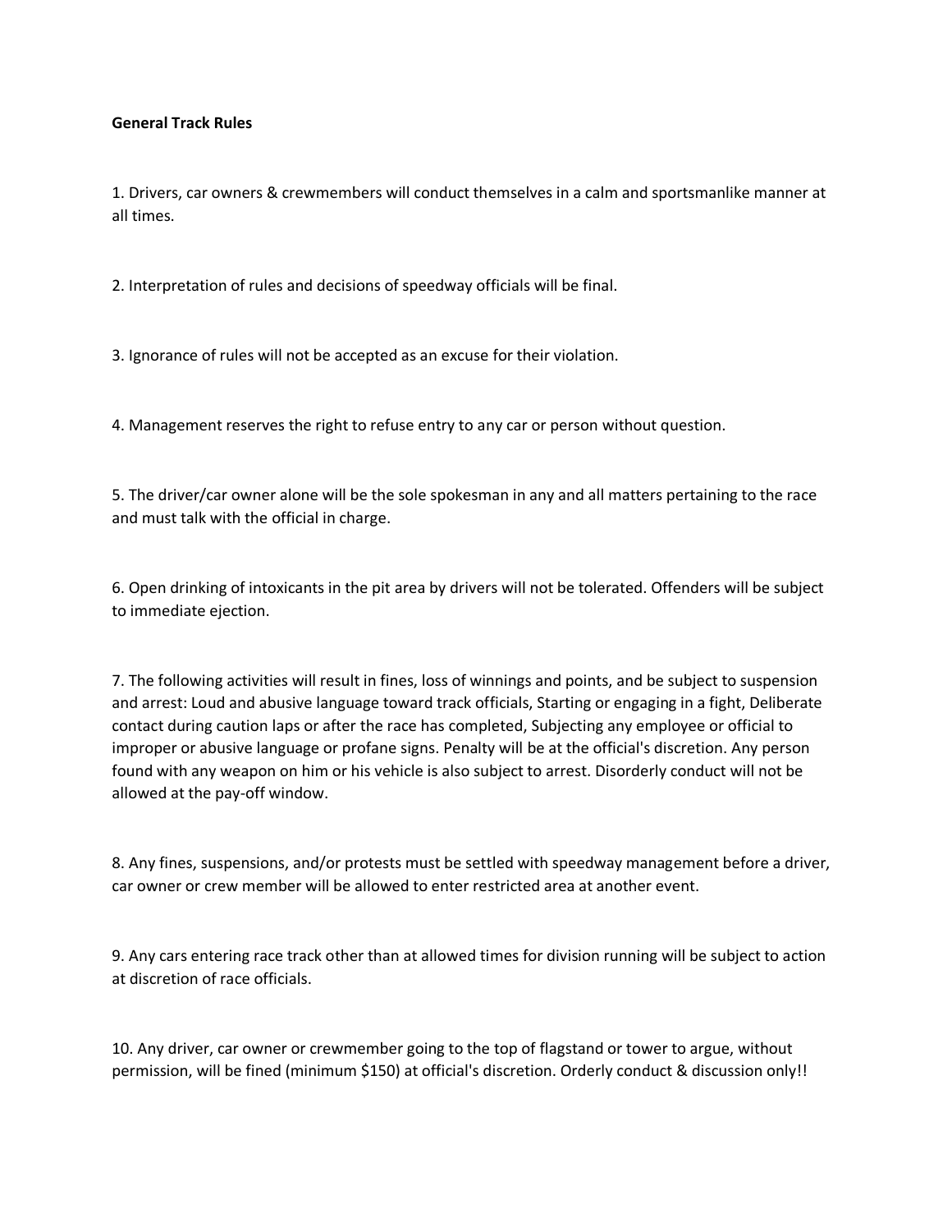**General Track Rules**

1. Drivers, car owners & crewmembers will conduct themselves in a calm and sportsmanlike manner at all times.

2. Interpretation of rules and decisions of speedway officials will be final.

3. Ignorance of rules will not be accepted as an excuse for their violation.

4. Management reserves the right to refuse entry to any car or person without question.

5. The driver/car owner alone will be the sole spokesman in any and all matters pertaining to the race and must talk with the official in charge.

6. Open drinking of intoxicants in the pit area by drivers will not be tolerated. Offenders will be subject to immediate ejection.

7. The following activities will result in fines, loss of winnings and points, and be subject to suspension and arrest: Loud and abusive language toward track officials, Starting or engaging in a fight, Deliberate contact during caution laps or after the race has completed, Subjecting any employee or official to improper or abusive language or profane signs. Penalty will be at the official's discretion. Any person found with any weapon on him or his vehicle is also subject to arrest. Disorderly conduct will not be allowed at the pay-off window.

8. Any fines, suspensions, and/or protests must be settled with speedway management before a driver, car owner or crew member will be allowed to enter restricted area at another event.

9. Any cars entering race track other than at allowed times for division running will be subject to action at discretion of race officials.

10. Any driver, car owner or crewmember going to the top of flagstand or tower to argue, without permission, will be fined (minimum $150) at official's discretion. Orderly conduct & discussion only!!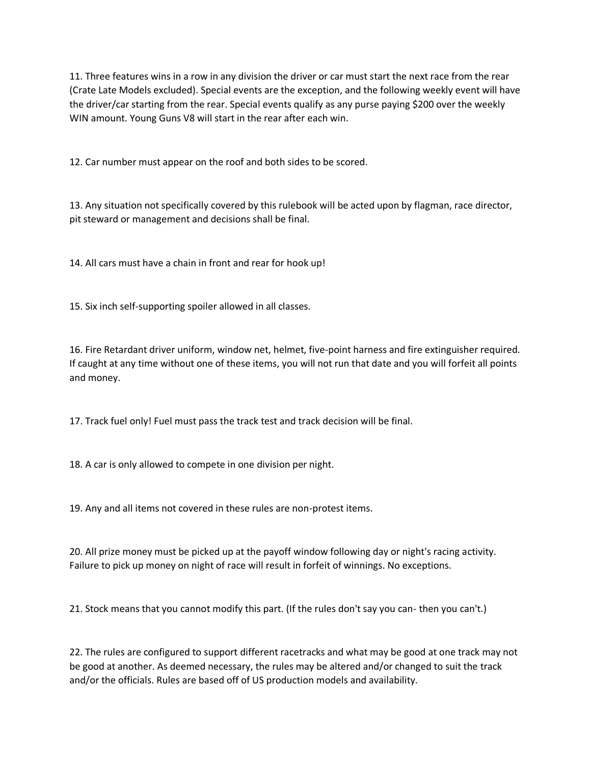11. Three features wins in a row in any division the driver or car must start the next race from the rear (Crate Late Models excluded). Special events are the exception, and the following weekly event will have the driver/car starting from the rear. Special events qualify as any purse paying $200 over the weekly WIN amount. Young Guns V8 will start in the rear after each win.

12. Car number must appear on the roof and both sides to be scored.

13. Any situation not specifically covered by this rulebook will be acted upon by flagman, race director, pit steward or management and decisions shall be final.

14. All cars must have a chain in front and rear for hook up!

15. Six inch self-supporting spoiler allowed in all classes.

16. Fire Retardant driver uniform, window net, helmet, five-point harness and fire extinguisher required. If caught at any time without one of these items, you will not run that date and you will forfeit all points and money.

17. Track fuel only! Fuel must pass the track test and track decision will be final.

18. A car is only allowed to compete in one division per night.

19. Any and all items not covered in these rules are non-protest items.

20. All prize money must be picked up at the payoff window following day or night's racing activity. Failure to pick up money on night of race will result in forfeit of winnings. No exceptions.

21. Stock means that you cannot modify this part. (If the rules don't say you can- then you can't.)

22. The rules are configured to support different racetracks and what may be good at one track may not be good at another. As deemed necessary, the rules may be altered and/or changed to suit the track and/or the officials. Rules are based off of US production models and availability.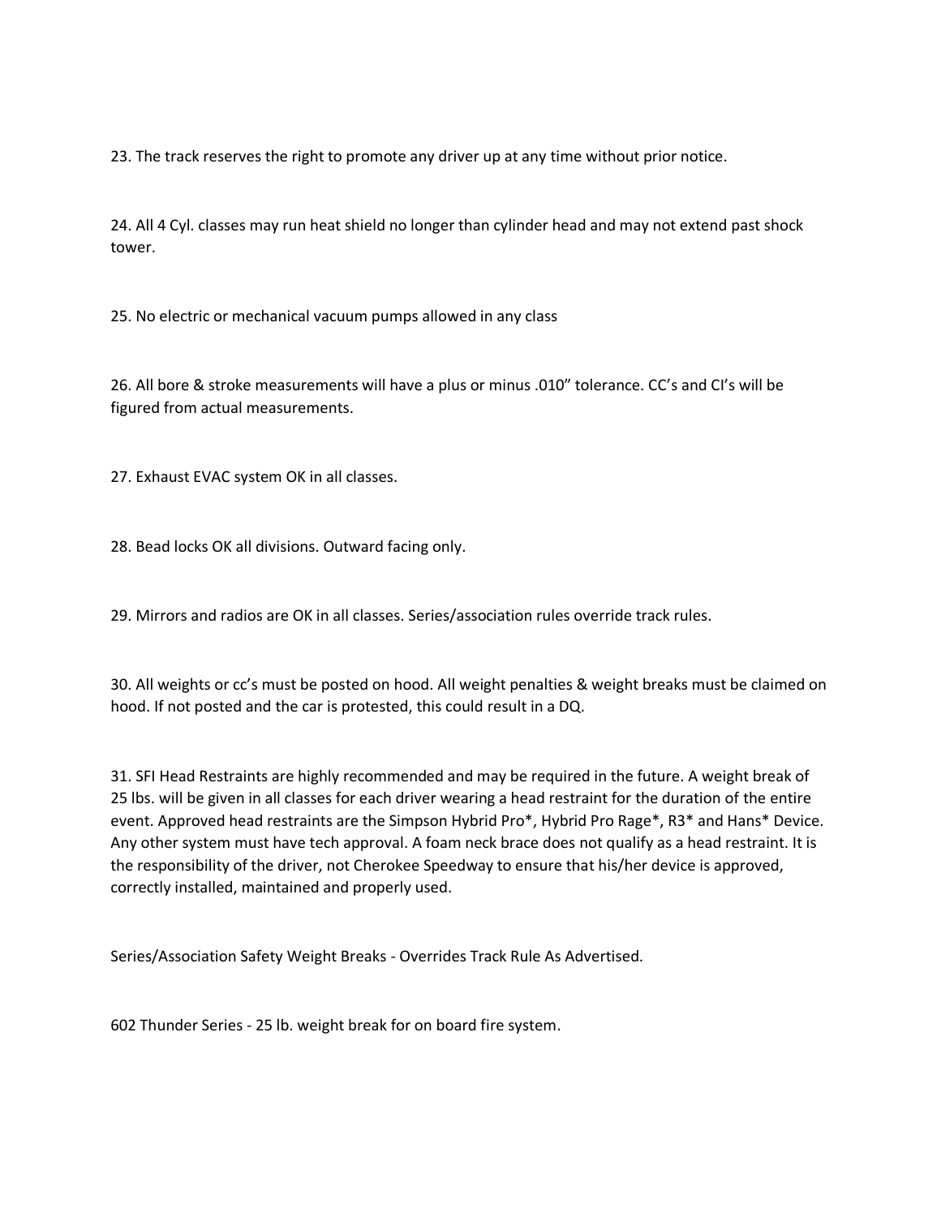23. The track reserves the right to promote any driver up at any time without prior notice.

24. All 4 Cyl. classes may run heat shield no longer than cylinder head and may not extend past shock tower.

25. No electric or mechanical vacuum pumps allowed in any class

26. All bore & stroke measurements will have a plus or minus .010" tolerance. CC's and CI's will be figured from actual measurements.

27. Exhaust EVAC system OK in all classes.

28. Bead locks OK all divisions. Outward facing only.

29. Mirrors and radios are OK in all classes. Series/association rules override track rules.

30. All weights or cc's must be posted on hood. All weight penalties & weight breaks must be claimed on hood. If not posted and the car is protested, this could result in a DQ.

31. SFI Head Restraints are highly recommended and may be required in the future. A weight break of 25 lbs. will be given in all classes for each driver wearing a head restraint for the duration of the entire event. Approved head restraints are the Simpson Hybrid Pro*, Hybrid Pro Rage*, R3* and Hans* Device. Any other system must have tech approval. A foam neck brace does not qualify as a head restraint. It is the responsibility of the driver, not Cherokee Speedway to ensure that his/her device is approved, correctly installed, maintained and properly used.

Series/Association Safety Weight Breaks - Overrides Track Rule As Advertised.

602 Thunder Series - 25 lb. weight break for on board fire system.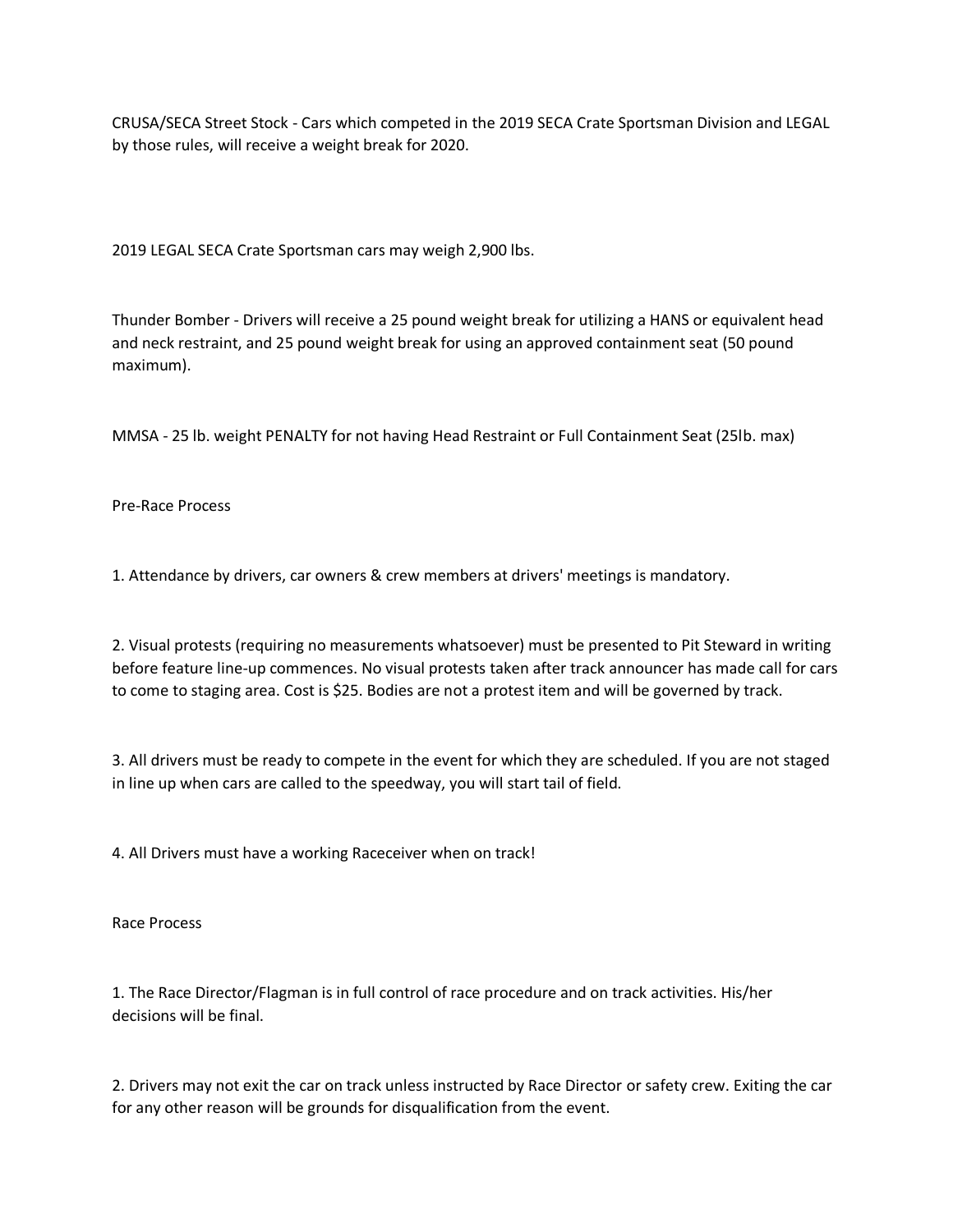CRUSA/SECA Street Stock - Cars which competed in the 2019 SECA Crate Sportsman Division and LEGAL by those rules, will receive a weight break for 2020.

2019 LEGAL SECA Crate Sportsman cars may weigh 2,900 lbs.

Thunder Bomber - Drivers will receive a 25 pound weight break for utilizing a HANS or equivalent head and neck restraint, and 25 pound weight break for using an approved containment seat (50 pound maximum).

MMSA - 25 lb. weight PENALTY for not having Head Restraint or Full Containment Seat (25lb. max)

## Pre-Race Process

1. Attendance by drivers, car owners & crew members at drivers' meetings is mandatory.

2. Visual protests (requiring no measurements whatsoever) must be presented to Pit Steward in writing before feature line-up commences. No visual protests taken after track announcer has made call for cars to come to staging area. Cost is $25. Bodies are not a protest item and will be governed by track.

3. All drivers must be ready to compete in the event for which they are scheduled. If you are not staged in line up when cars are called to the speedway, you will start tail of field.

4. All Drivers must have a working Raceceiver when on track!

## Race Process

1. The Race Director/Flagman is in full control of race procedure and on track activities. His/her decisions will be final.

2. Drivers may not exit the car on track unless instructed by Race Director or safety crew. Exiting the car for any other reason will be grounds for disqualification from the event.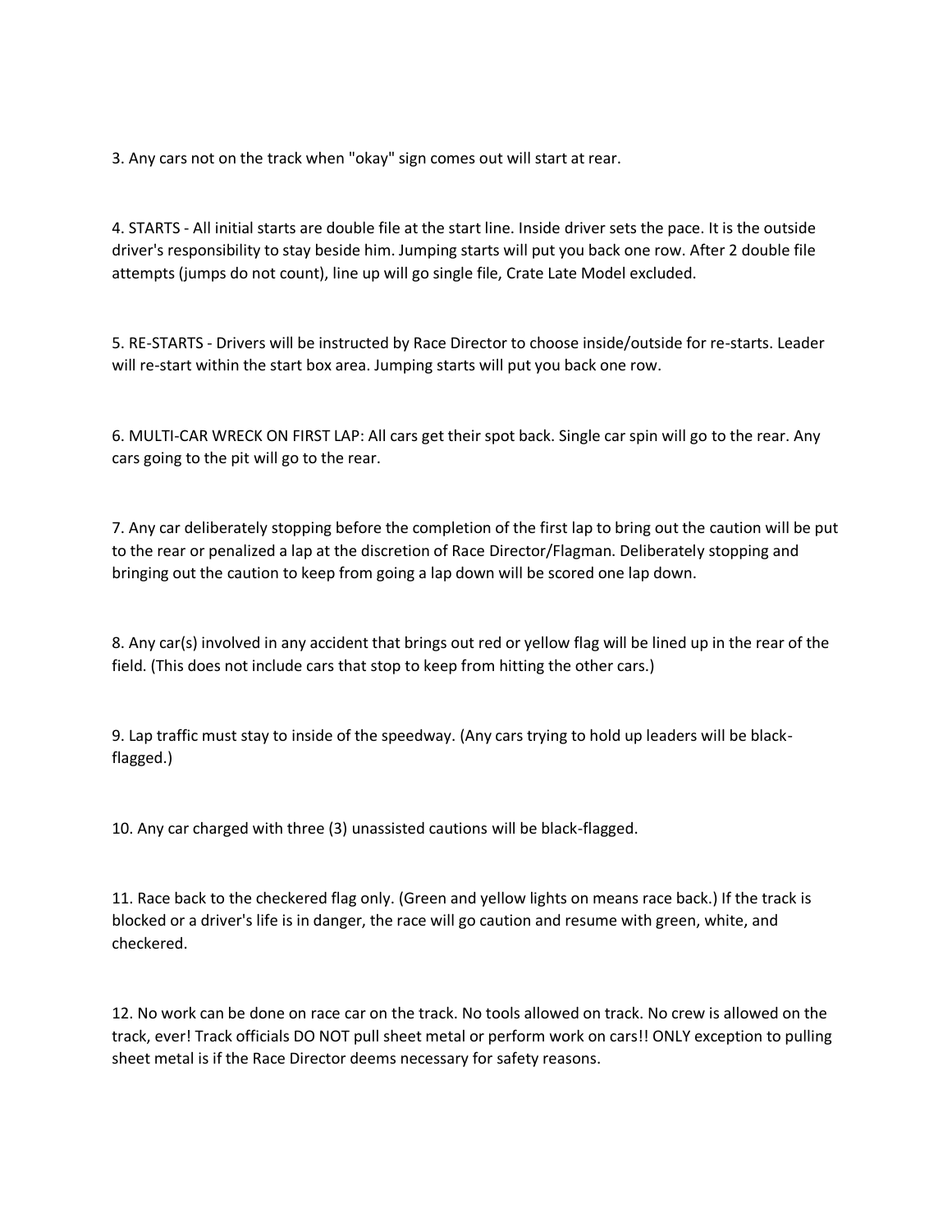3. Any cars not on the track when "okay" sign comes out will start at rear.

4. STARTS - All initial starts are double file at the start line. Inside driver sets the pace. It is the outside driver's responsibility to stay beside him. Jumping starts will put you back one row. After 2 double file attempts (jumps do not count), line up will go single file, Crate Late Model excluded.

5. RE-STARTS - Drivers will be instructed by Race Director to choose inside/outside for re-starts. Leader will re-start within the start box area. Jumping starts will put you back one row.

6. MULTI-CAR WRECK ON FIRST LAP: All cars get their spot back. Single car spin will go to the rear. Any cars going to the pit will go to the rear.

7. Any car deliberately stopping before the completion of the first lap to bring out the caution will be put to the rear or penalized a lap at the discretion of Race Director/Flagman. Deliberately stopping and bringing out the caution to keep from going a lap down will be scored one lap down.

8. Any car(s) involved in any accident that brings out red or yellow flag will be lined up in the rear of the field. (This does not include cars that stop to keep from hitting the other cars.)

9. Lap traffic must stay to inside of the speedway. (Any cars trying to hold up leaders will be black-flagged.)

10. Any car charged with three (3) unassisted cautions will be black-flagged.

11. Race back to the checkered flag only. (Green and yellow lights on means race back.) If the track is blocked or a driver's life is in danger, the race will go caution and resume with green, white, and checkered.

12. No work can be done on race car on the track. No tools allowed on track. No crew is allowed on the track, ever! Track officials DO NOT pull sheet metal or perform work on cars!! ONLY exception to pulling sheet metal is if the Race Director deems necessary for safety reasons.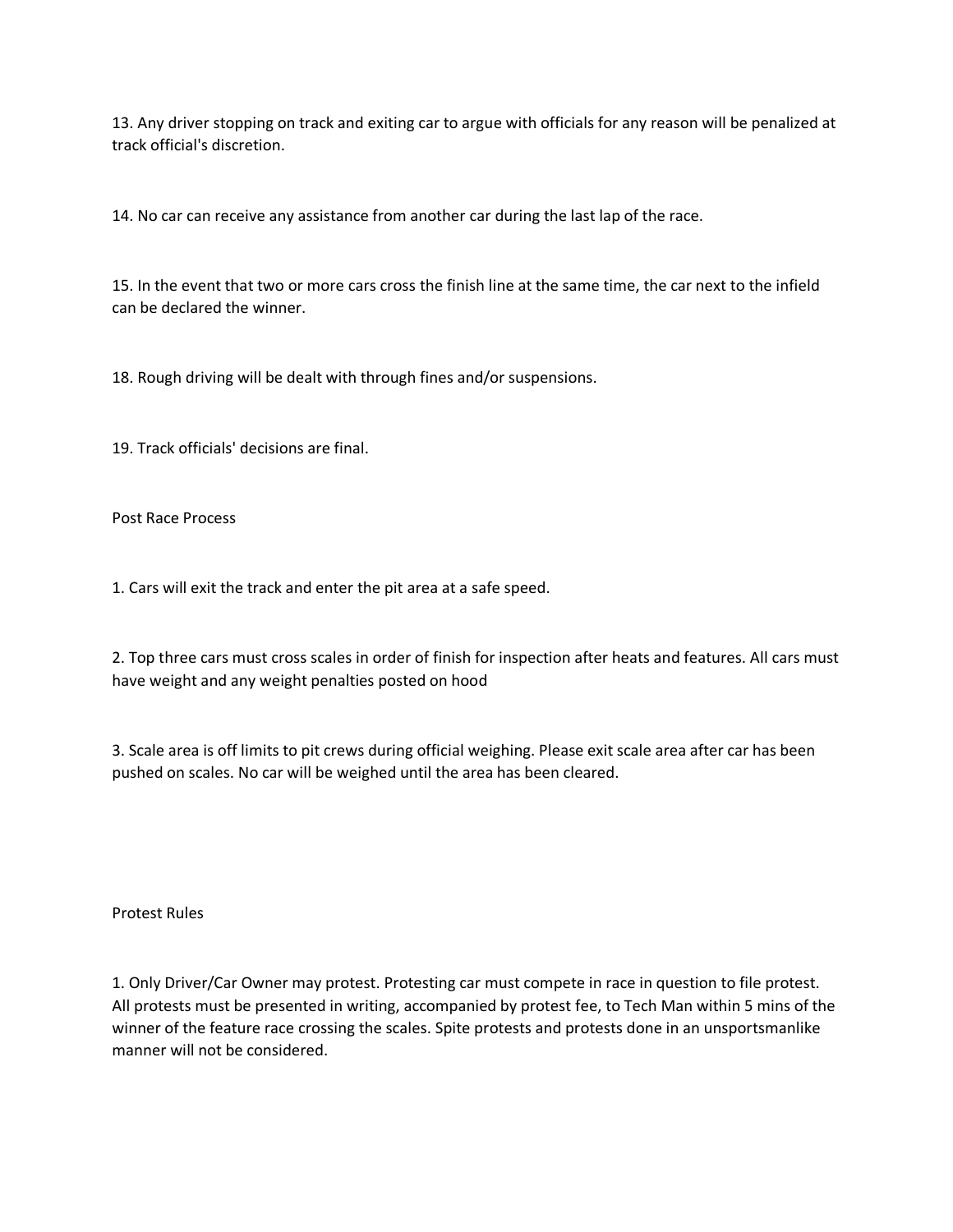13. Any driver stopping on track and exiting car to argue with officials for any reason will be penalized at track official's discretion.

14. No car can receive any assistance from another car during the last lap of the race.

15. In the event that two or more cars cross the finish line at the same time, the car next to the infield can be declared the winner.

18. Rough driving will be dealt with through fines and/or suspensions.

19. Track officials' decisions are final.

## Post Race Process

1. Cars will exit the track and enter the pit area at a safe speed.

2. Top three cars must cross scales in order of finish for inspection after heats and features. All cars must have weight and any weight penalties posted on hood

3. Scale area is off limits to pit crews during official weighing. Please exit scale area after car has been pushed on scales. No car will be weighed until the area has been cleared.

## Protest Rules

1. Only Driver/Car Owner may protest. Protesting car must compete in race in question to file protest. All protests must be presented in writing, accompanied by protest fee, to Tech Man within 5 mins of the winner of the feature race crossing the scales. Spite protests and protests done in an unsportsmanlike manner will not be considered.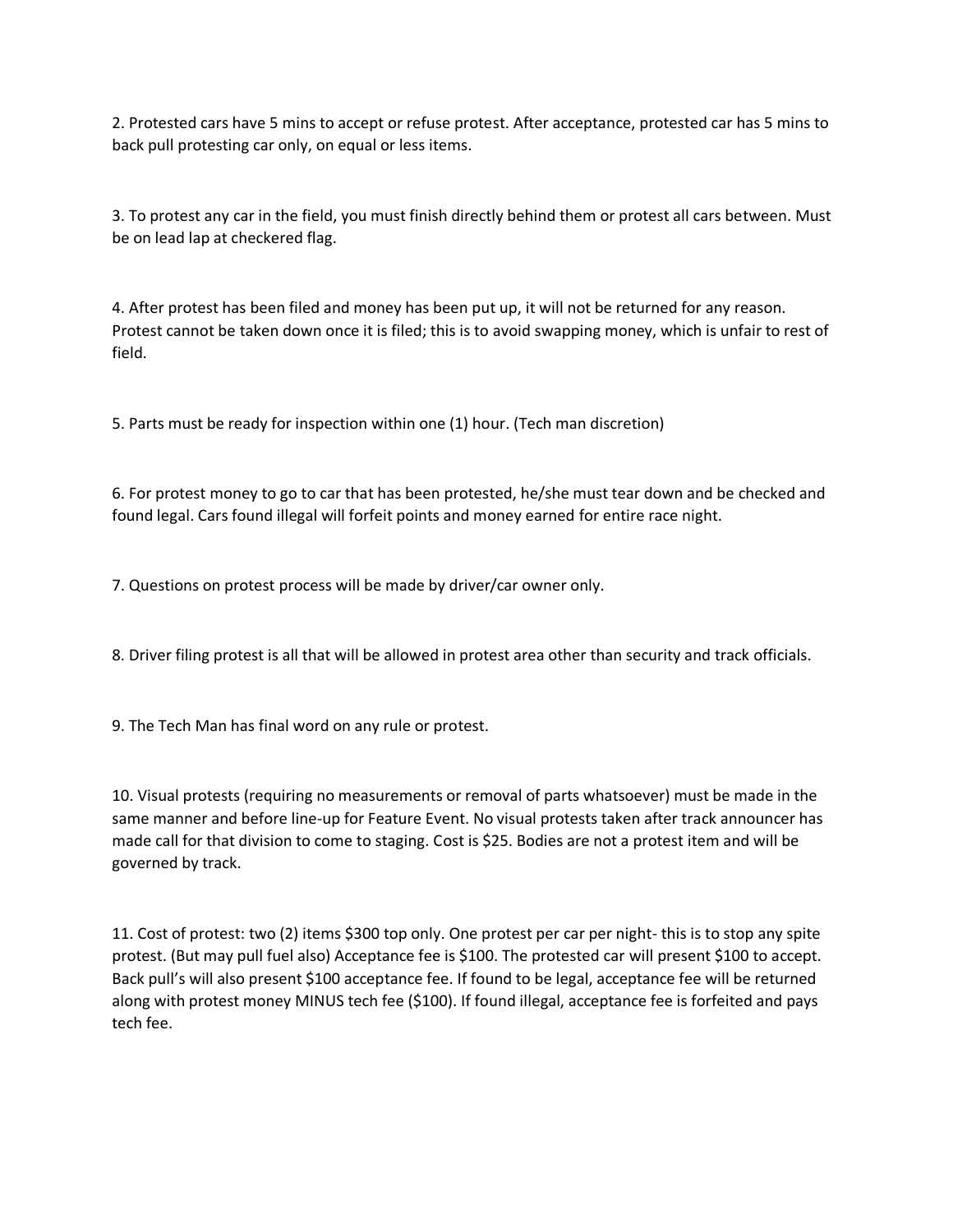2. Protested cars have 5 mins to accept or refuse protest. After acceptance, protested car has 5 mins to back pull protesting car only, on equal or less items.

3. To protest any car in the field, you must finish directly behind them or protest all cars between. Must be on lead lap at checkered flag.

4. After protest has been filed and money has been put up, it will not be returned for any reason. Protest cannot be taken down once it is filed; this is to avoid swapping money, which is unfair to rest of field.

5. Parts must be ready for inspection within one (1) hour. (Tech man discretion)

6. For protest money to go to car that has been protested, he/she must tear down and be checked and found legal. Cars found illegal will forfeit points and money earned for entire race night.

7. Questions on protest process will be made by driver/car owner only.

8. Driver filing protest is all that will be allowed in protest area other than security and track officials.

9. The Tech Man has final word on any rule or protest.

10. Visual protests (requiring no measurements or removal of parts whatsoever) must be made in the same manner and before line-up for Feature Event. No visual protests taken after track announcer has made call for that division to come to staging. Cost is $25. Bodies are not a protest item and will be governed by track.

11. Cost of protest: two (2) items $300 top only. One protest per car per night- this is to stop any spite protest. (But may pull fuel also) Acceptance fee is $100. The protested car will present $100 to accept. Back pull's will also present $100 acceptance fee. If found to be legal, acceptance fee will be returned along with protest money MINUS tech fee ($100). If found illegal, acceptance fee is forfeited and pays tech fee.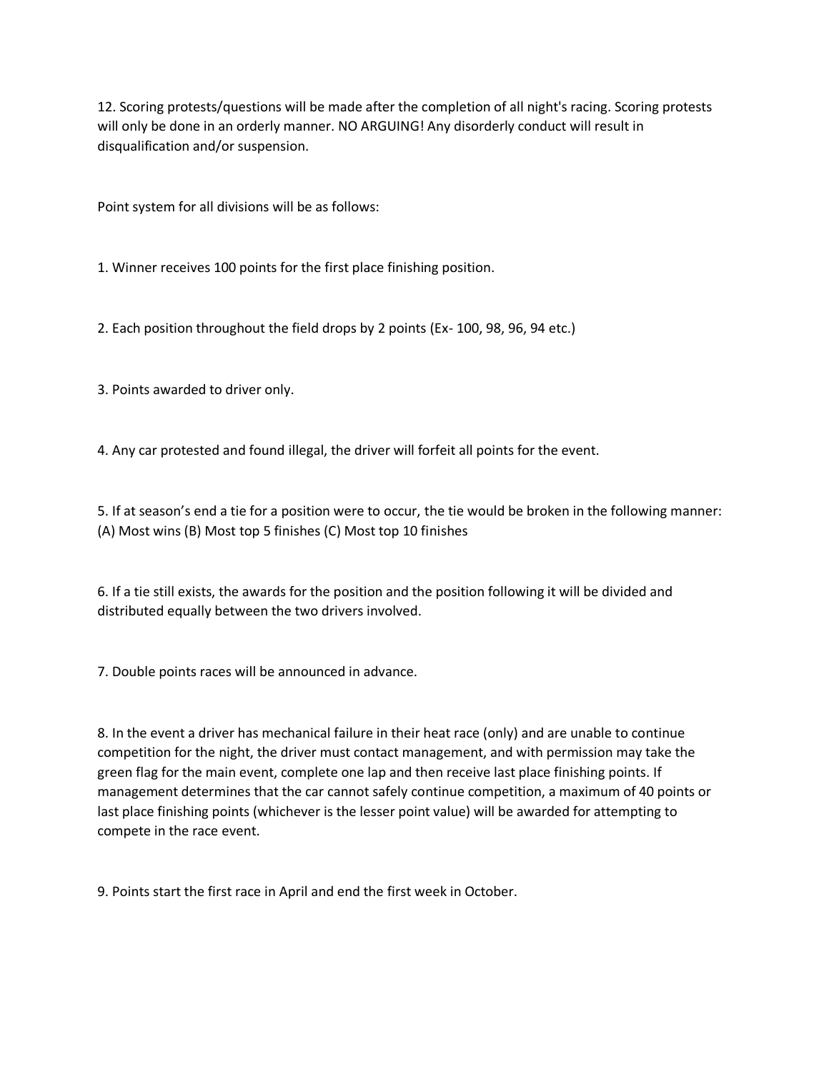12. Scoring protests/questions will be made after the completion of all night's racing. Scoring protests will only be done in an orderly manner. NO ARGUING! Any disorderly conduct will result in disqualification and/or suspension.

Point system for all divisions will be as follows:

1. Winner receives 100 points for the first place finishing position.

2. Each position throughout the field drops by 2 points (Ex- 100, 98, 96, 94 etc.)

3. Points awarded to driver only.

4. Any car protested and found illegal, the driver will forfeit all points for the event.

5. If at season's end a tie for a position were to occur, the tie would be broken in the following manner: (A) Most wins (B) Most top 5 finishes (C) Most top 10 finishes

6. If a tie still exists, the awards for the position and the position following it will be divided and distributed equally between the two drivers involved.

7. Double points races will be announced in advance.

8. In the event a driver has mechanical failure in their heat race (only) and are unable to continue competition for the night, the driver must contact management, and with permission may take the green flag for the main event, complete one lap and then receive last place finishing points. If management determines that the car cannot safely continue competition, a maximum of 40 points or last place finishing points (whichever is the lesser point value) will be awarded for attempting to compete in the race event.

9. Points start the first race in April and end the first week in October.